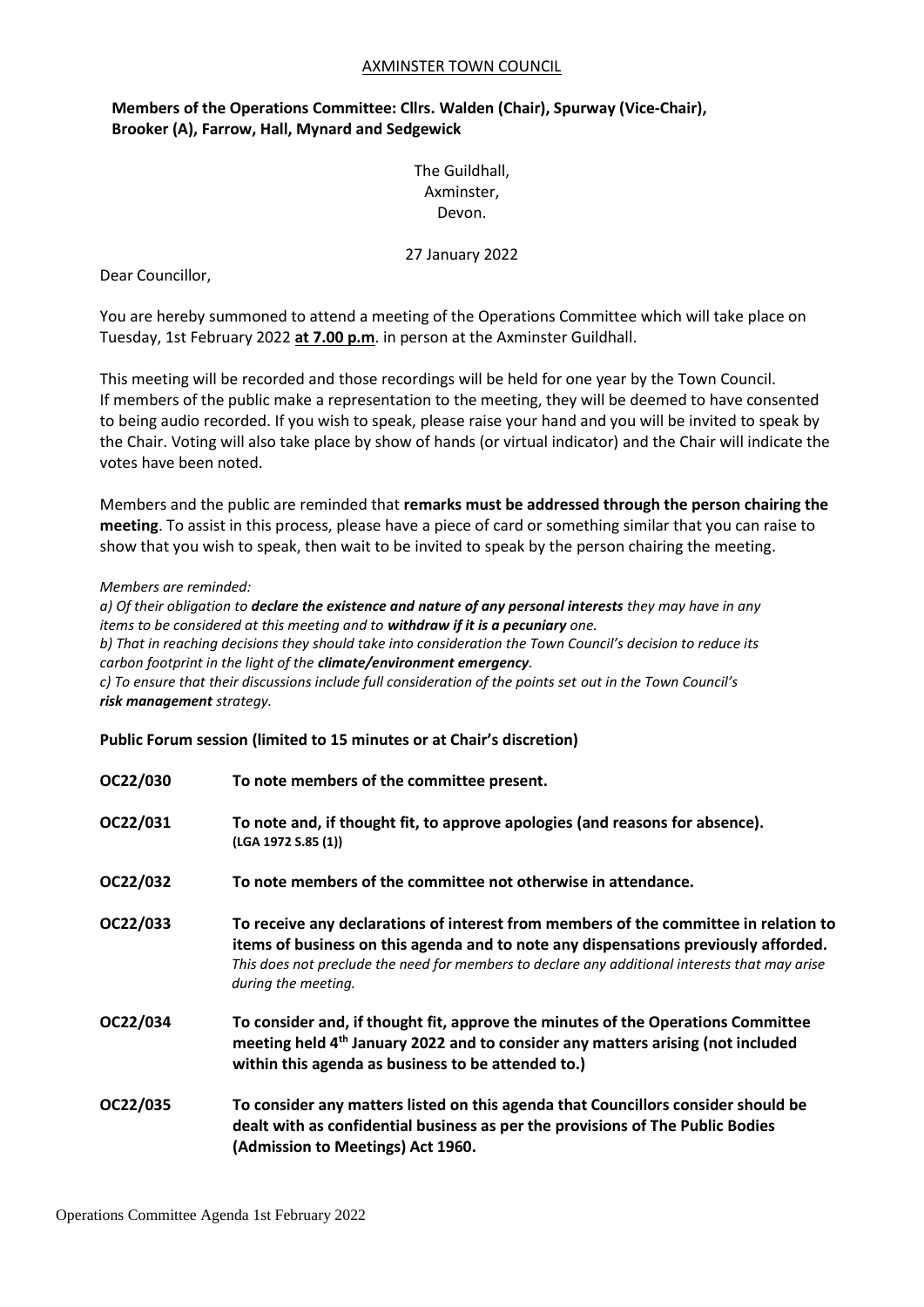AXMINSTER TOWN COUNCIL

**Members of the Operations Committee: Cllrs. Walden (Chair), Spurway (Vice-Chair), Brooker (A), Farrow, Hall, Mynard and Sedgewick**

The Guildhall,
Axminster,
Devon.

27 January 2022

Dear Councillor,

You are hereby summoned to attend a meeting of the Operations Committee which will take place on Tuesday, 1st February 2022 **at 7.00 p.m**. in person at the Axminster Guildhall.

This meeting will be recorded and those recordings will be held for one year by the Town Council. If members of the public make a representation to the meeting, they will be deemed to have consented to being audio recorded. If you wish to speak, please raise your hand and you will be invited to speak by the Chair. Voting will also take place by show of hands (or virtual indicator) and the Chair will indicate the votes have been noted.

Members and the public are reminded that **remarks must be addressed through the person chairing the meeting**. To assist in this process, please have a piece of card or something similar that you can raise to show that you wish to speak, then wait to be invited to speak by the person chairing the meeting.

*Members are reminded:*
*a) Of their obligation to **declare the existence and nature of any personal interests** they may have in any items to be considered at this meeting and to **withdraw if it is a pecuniary** one.*
*b) That in reaching decisions they should take into consideration the Town Council's decision to reduce its carbon footprint in the light of the **climate/environment emergency**.*
*c) To ensure that their discussions include full consideration of the points set out in the Town Council's **risk management** strategy.*

**Public Forum session (limited to 15 minutes or at Chair's discretion)**

**OC22/030** **To note members of the committee present.**

**OC22/031** **To note and, if thought fit, to approve apologies (and reasons for absence).** (LGA 1972 S.85 (1))

**OC22/032** **To note members of the committee not otherwise in attendance.**

**OC22/033** **To receive any declarations of interest from members of the committee in relation to items of business on this agenda and to note any dispensations previously afforded.** *This does not preclude the need for members to declare any additional interests that may arise during the meeting.*

**OC22/034** **To consider and, if thought fit, approve the minutes of the Operations Committee meeting held 4th January 2022 and to consider any matters arising (not included within this agenda as business to be attended to.)**

**OC22/035** **To consider any matters listed on this agenda that Councillors consider should be dealt with as confidential business as per the provisions of The Public Bodies (Admission to Meetings) Act 1960.**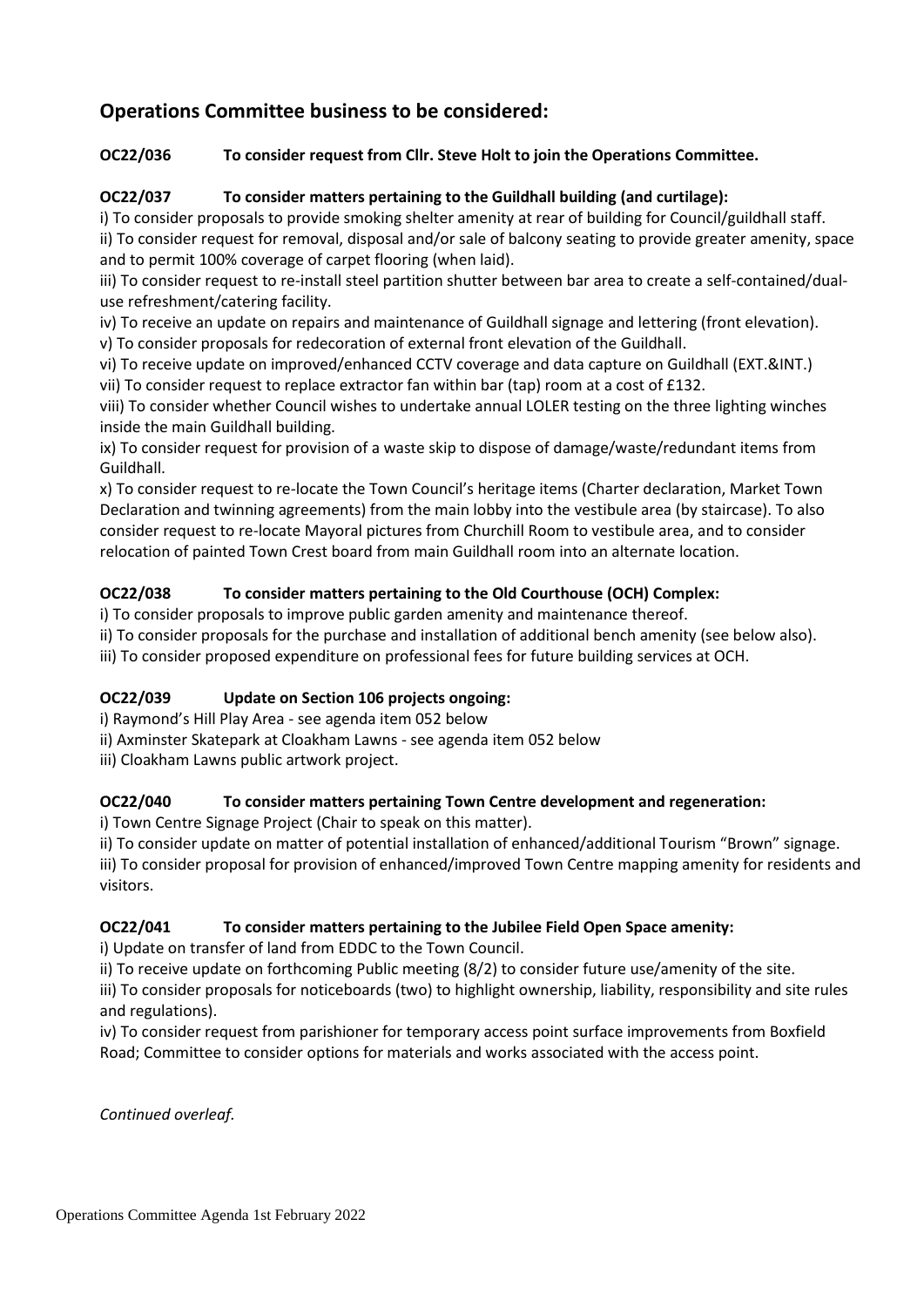## Operations Committee business to be considered:

**OC22/036 To consider request from Cllr. Steve Holt to join the Operations Committee.**

**OC22/037 To consider matters pertaining to the Guildhall building (and curtilage):**

i) To consider proposals to provide smoking shelter amenity at rear of building for Council/guildhall staff.
ii) To consider request for removal, disposal and/or sale of balcony seating to provide greater amenity, space and to permit 100% coverage of carpet flooring (when laid).
iii) To consider request to re-install steel partition shutter between bar area to create a self-contained/dual-use refreshment/catering facility.
iv) To receive an update on repairs and maintenance of Guildhall signage and lettering (front elevation).
v) To consider proposals for redecoration of external front elevation of the Guildhall.
vi) To receive update on improved/enhanced CCTV coverage and data capture on Guildhall (EXT.&INT.)
vii) To consider request to replace extractor fan within bar (tap) room at a cost of £132.
viii) To consider whether Council wishes to undertake annual LOLER testing on the three lighting winches inside the main Guildhall building.
ix) To consider request for provision of a waste skip to dispose of damage/waste/redundant items from Guildhall.
x) To consider request to re-locate the Town Council's heritage items (Charter declaration, Market Town Declaration and twinning agreements) from the main lobby into the vestibule area (by staircase). To also consider request to re-locate Mayoral pictures from Churchill Room to vestibule area, and to consider relocation of painted Town Crest board from main Guildhall room into an alternate location.

**OC22/038 To consider matters pertaining to the Old Courthouse (OCH) Complex:**

i) To consider proposals to improve public garden amenity and maintenance thereof.
ii) To consider proposals for the purchase and installation of additional bench amenity (see below also).
iii) To consider proposed expenditure on professional fees for future building services at OCH.

**OC22/039 Update on Section 106 projects ongoing:**

i) Raymond's Hill Play Area - see agenda item 052 below
ii) Axminster Skatepark at Cloakham Lawns - see agenda item 052 below
iii) Cloakham Lawns public artwork project.

**OC22/040 To consider matters pertaining Town Centre development and regeneration:**

i) Town Centre Signage Project (Chair to speak on this matter).
ii) To consider update on matter of potential installation of enhanced/additional Tourism "Brown" signage.
iii) To consider proposal for provision of enhanced/improved Town Centre mapping amenity for residents and visitors.

**OC22/041 To consider matters pertaining to the Jubilee Field Open Space amenity:**

i) Update on transfer of land from EDDC to the Town Council.
ii) To receive update on forthcoming Public meeting (8/2) to consider future use/amenity of the site.
iii) To consider proposals for noticeboards (two) to highlight ownership, liability, responsibility and site rules and regulations).
iv) To consider request from parishioner for temporary access point surface improvements from Boxfield Road; Committee to consider options for materials and works associated with the access point.

*Continued overleaf.*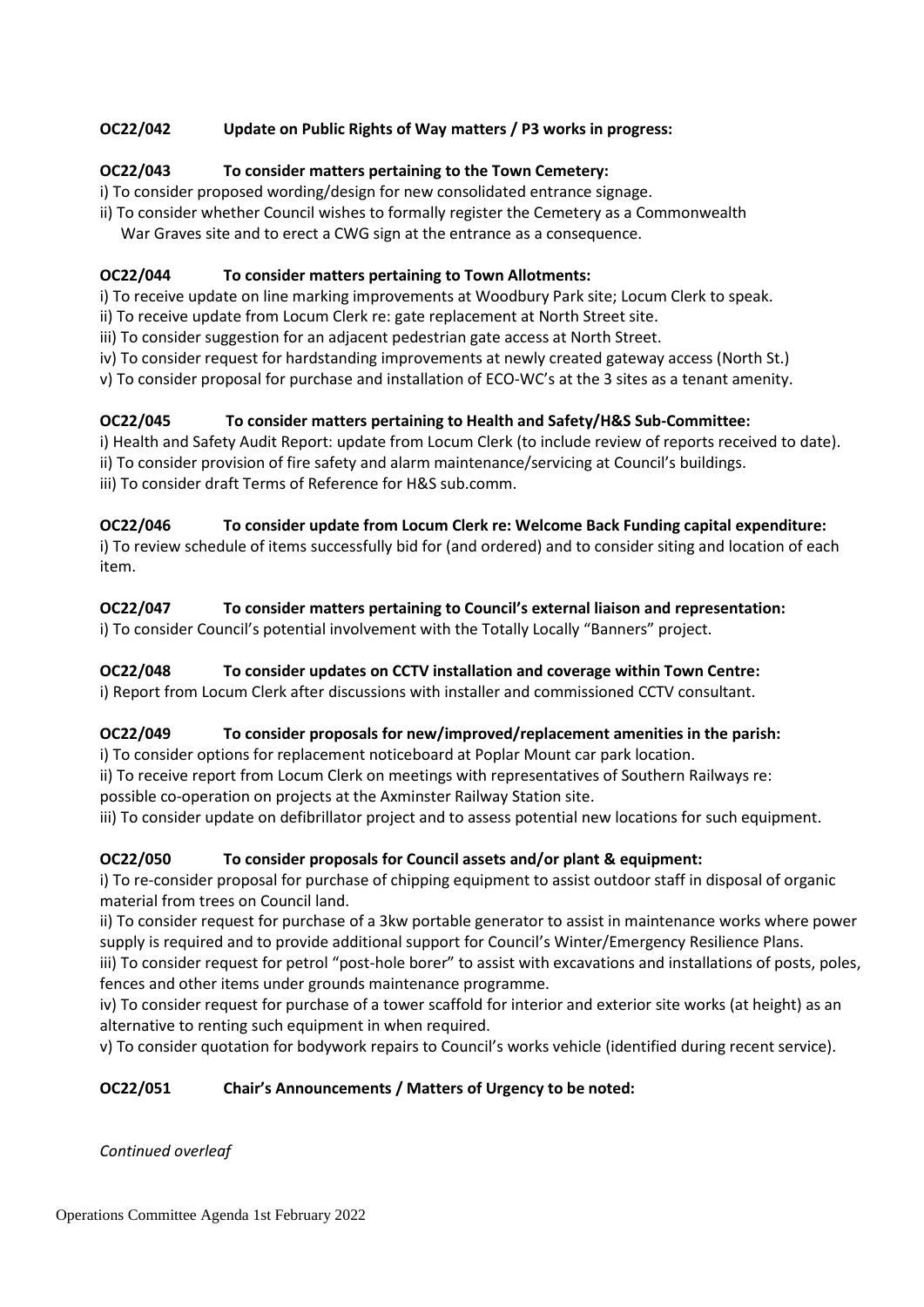**OC22/042 Update on Public Rights of Way matters / P3 works in progress:**

**OC22/043 To consider matters pertaining to the Town Cemetery:**

i) To consider proposed wording/design for new consolidated entrance signage.
ii) To consider whether Council wishes to formally register the Cemetery as a Commonwealth War Graves site and to erect a CWG sign at the entrance as a consequence.

**OC22/044 To consider matters pertaining to Town Allotments:**

i) To receive update on line marking improvements at Woodbury Park site; Locum Clerk to speak.
ii) To receive update from Locum Clerk re: gate replacement at North Street site.
iii) To consider suggestion for an adjacent pedestrian gate access at North Street.
iv) To consider request for hardstanding improvements at newly created gateway access (North St.)
v) To consider proposal for purchase and installation of ECO-WC's at the 3 sites as a tenant amenity.

**OC22/045 To consider matters pertaining to Health and Safety/H&S Sub-Committee:**

i) Health and Safety Audit Report: update from Locum Clerk (to include review of reports received to date).
ii) To consider provision of fire safety and alarm maintenance/servicing at Council's buildings.
iii) To consider draft Terms of Reference for H&S sub.comm.

**OC22/046 To consider update from Locum Clerk re: Welcome Back Funding capital expenditure:**

i) To review schedule of items successfully bid for (and ordered) and to consider siting and location of each item.

**OC22/047 To consider matters pertaining to Council's external liaison and representation:**

i) To consider Council's potential involvement with the Totally Locally "Banners" project.

**OC22/048 To consider updates on CCTV installation and coverage within Town Centre:**

i) Report from Locum Clerk after discussions with installer and commissioned CCTV consultant.

**OC22/049 To consider proposals for new/improved/replacement amenities in the parish:**

i) To consider options for replacement noticeboard at Poplar Mount car park location.
ii) To receive report from Locum Clerk on meetings with representatives of Southern Railways re: possible co-operation on projects at the Axminster Railway Station site.
iii) To consider update on defibrillator project and to assess potential new locations for such equipment.

**OC22/050 To consider proposals for Council assets and/or plant & equipment:**

i) To re-consider proposal for purchase of chipping equipment to assist outdoor staff in disposal of organic material from trees on Council land.
ii) To consider request for purchase of a 3kw portable generator to assist in maintenance works where power supply is required and to provide additional support for Council's Winter/Emergency Resilience Plans.
iii) To consider request for petrol "post-hole borer" to assist with excavations and installations of posts, poles, fences and other items under grounds maintenance programme.
iv) To consider request for purchase of a tower scaffold for interior and exterior site works (at height) as an alternative to renting such equipment in when required.
v) To consider quotation for bodywork repairs to Council's works vehicle (identified during recent service).

**OC22/051 Chair's Announcements / Matters of Urgency to be noted:**

*Continued overleaf*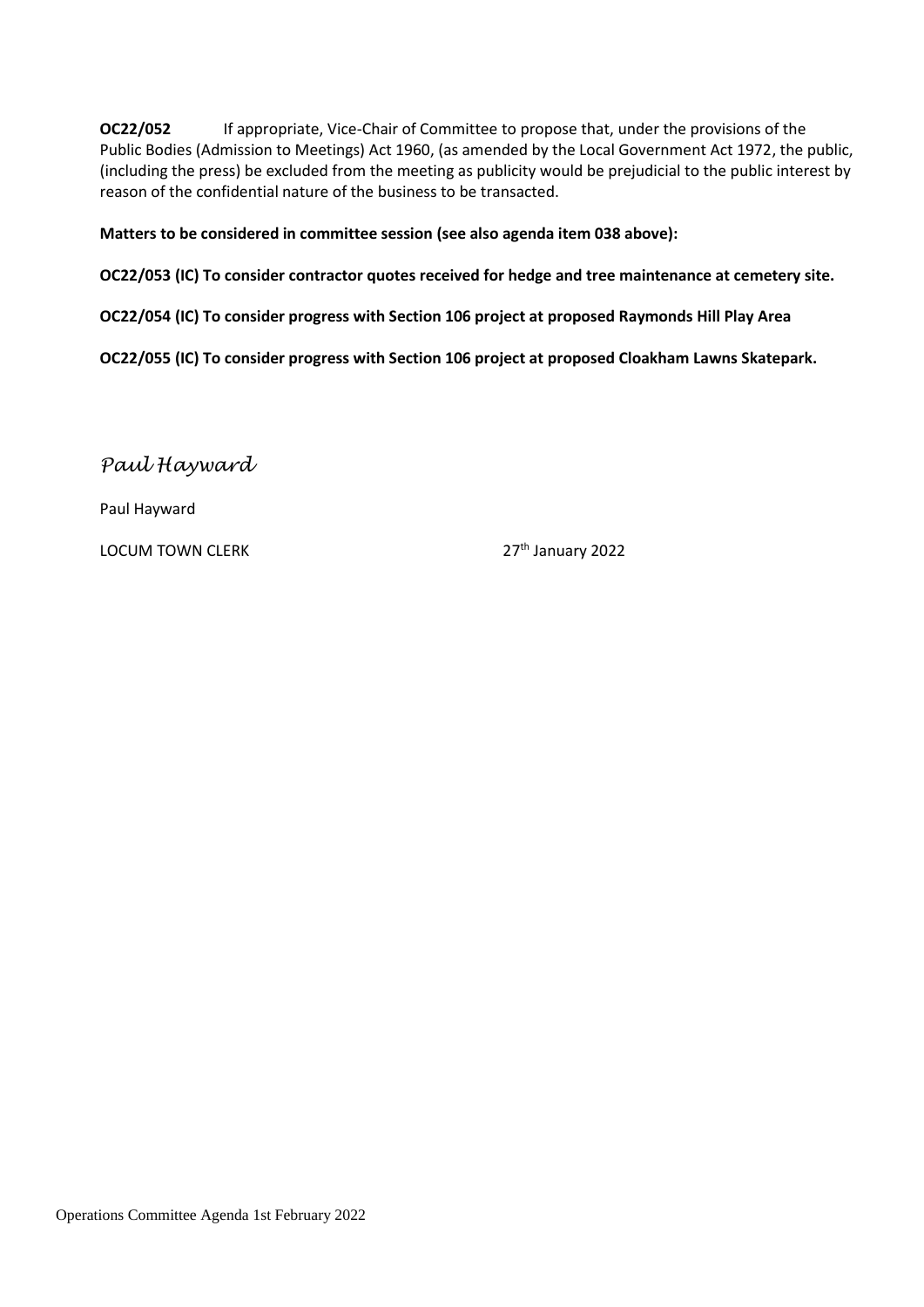**OC22/052** If appropriate, Vice-Chair of Committee to propose that, under the provisions of the Public Bodies (Admission to Meetings) Act 1960, (as amended by the Local Government Act 1972, the public, (including the press) be excluded from the meeting as publicity would be prejudicial to the public interest by reason of the confidential nature of the business to be transacted.

**Matters to be considered in committee session (see also agenda item 038 above):**

**OC22/053 (IC) To consider contractor quotes received for hedge and tree maintenance at cemetery site.**

**OC22/054 (IC) To consider progress with Section 106 project at proposed Raymonds Hill Play Area**

**OC22/055 (IC) To consider progress with Section 106 project at proposed Cloakham Lawns Skatepark.**

*Paul Hayward*

Paul Hayward

LOCUM TOWN CLERK 27th January 2022